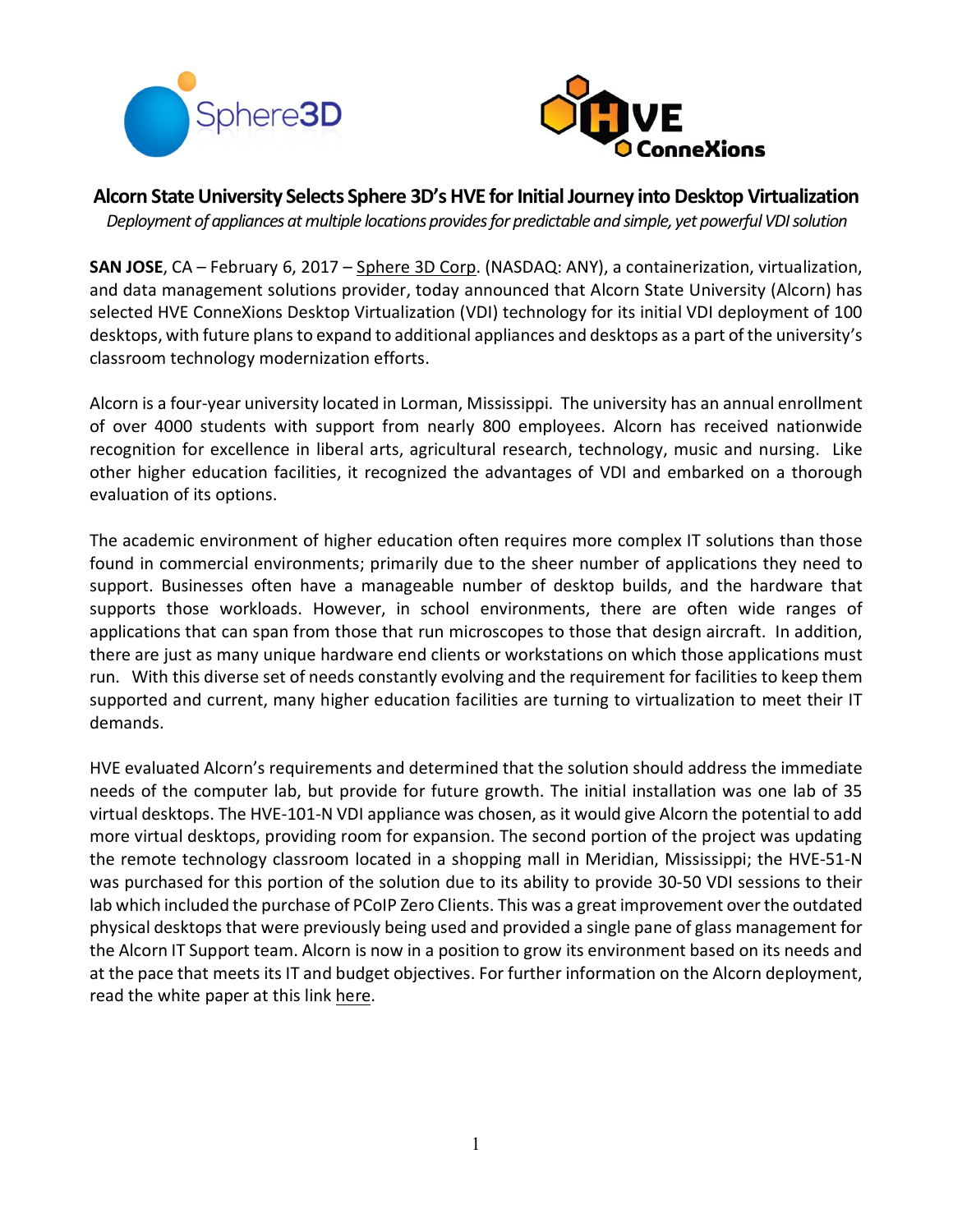# Alcorn State University Selects Sphere 3D's HVE for Initial Journey into Desktop Virtualization

*Deployment of appliances at multiple locations provides for predictable and simple, yet powerful VDI solution*

**SAN JOSE**, CA – February 6, 2017 – Sphere 3D Corp. (NASDAQ: ANY), a containerization, virtualization, and data management solutions provider, today announced that Alcorn State University (Alcorn) has selected HVE ConneXions Desktop Virtualization (VDI) technology for its initial VDI deployment of 100 desktops, with future plans to expand to additional appliances and desktops as a part of the university's classroom technology modernization efforts.

Alcorn is a four-year university located in Lorman, Mississippi. The university has an annual enrollment of over 4000 students with support from nearly 800 employees. Alcorn has received nationwide recognition for excellence in liberal arts, agricultural research, technology, music and nursing. Like other higher education facilities, it recognized the advantages of VDI and embarked on a thorough evaluation of its options.

The academic environment of higher education often requires more complex IT solutions than those found in commercial environments; primarily due to the sheer number of applications they need to support. Businesses often have a manageable number of desktop builds, and the hardware that supports those workloads. However, in school environments, there are often wide ranges of applications that can span from those that run microscopes to those that design aircraft. In addition, there are just as many unique hardware end clients or workstations on which those applications must run. With this diverse set of needs constantly evolving and the requirement for facilities to keep them supported and current, many higher education facilities are turning to virtualization to meet their IT demands.

HVE evaluated Alcorn's requirements and determined that the solution should address the immediate needs of the computer lab, but provide for future growth. The initial installation was one lab of 35 virtual desktops. The HVE-101-N VDI appliance was chosen, as it would give Alcorn the potential to add more virtual desktops, providing room for expansion. The second portion of the project was updating the remote technology classroom located in a shopping mall in Meridian, Mississippi; the HVE-51-N was purchased for this portion of the solution due to its ability to provide 30-50 VDI sessions to their lab which included the purchase of PCoIP Zero Clients. This was a great improvement over the outdated physical desktops that were previously being used and provided a single pane of glass management for the Alcorn IT Support team. Alcorn is now in a position to grow its environment based on its needs and at the pace that meets its IT and budget objectives. For further information on the Alcorn deployment, read the white paper at this link here.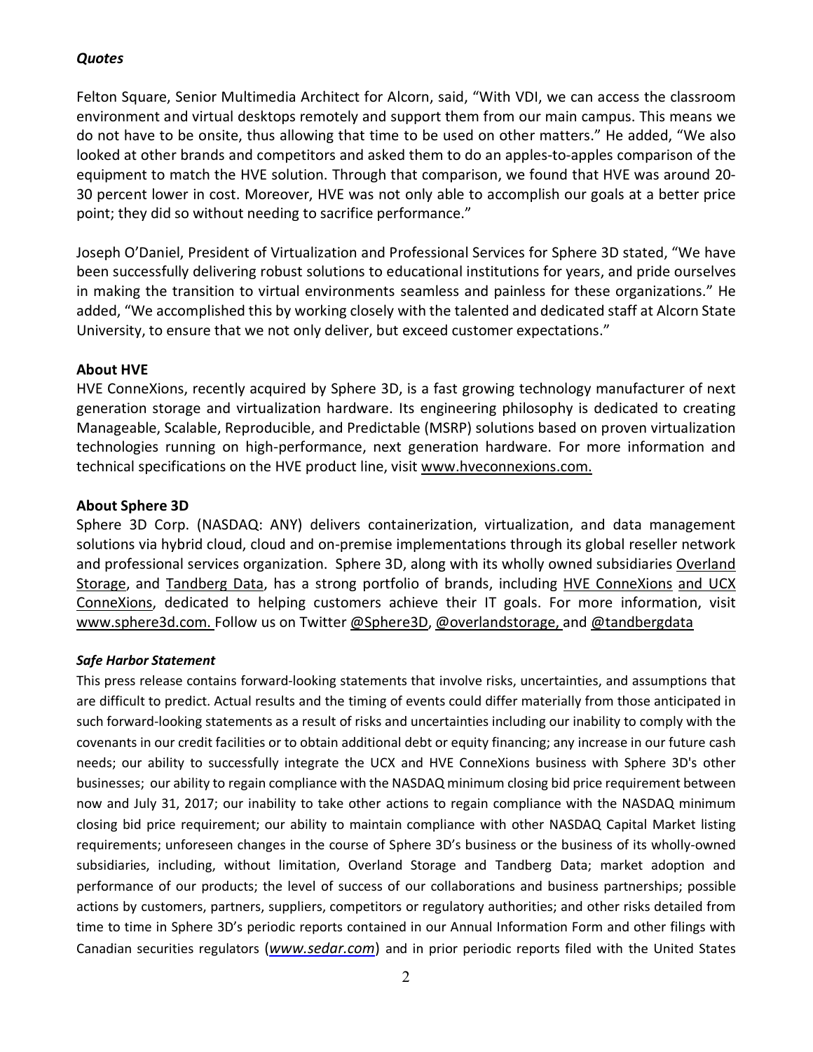### *Quotes*

Felton Square, Senior Multimedia Architect for Alcorn, said, "With VDI, we can access the classroom environment and virtual desktops remotely and support them from our main campus. This means we do not have to be onsite, thus allowing that time to be used on other matters." He added, "We also looked at other brands and competitors and asked them to do an apples-to-apples comparison of the equipment to match the HVE solution. Through that comparison, we found that HVE was around 20-30 percent lower in cost. Moreover, HVE was not only able to accomplish our goals at a better price point; they did so without needing to sacrifice performance."

Joseph O'Daniel, President of Virtualization and Professional Services for Sphere 3D stated, "We have been successfully delivering robust solutions to educational institutions for years, and pride ourselves in making the transition to virtual environments seamless and painless for these organizations." He added, "We accomplished this by working closely with the talented and dedicated staff at Alcorn State University, to ensure that we not only deliver, but exceed customer expectations."

### About HVE

HVE ConneXions, recently acquired by Sphere 3D, is a fast growing technology manufacturer of next generation storage and virtualization hardware. Its engineering philosophy is dedicated to creating Manageable, Scalable, Reproducible, and Predictable (MSRP) solutions based on proven virtualization technologies running on high-performance, next generation hardware. For more information and technical specifications on the HVE product line, visit www.hveconnexions.com.

### About Sphere 3D

Sphere 3D Corp. (NASDAQ: ANY) delivers containerization, virtualization, and data management solutions via hybrid cloud, cloud and on-premise implementations through its global reseller network and professional services organization. Sphere 3D, along with its wholly owned subsidiaries Overland Storage, and Tandberg Data, has a strong portfolio of brands, including HVE ConneXions and UCX ConneXions, dedicated to helping customers achieve their IT goals. For more information, visit www.sphere3d.com. Follow us on Twitter @Sphere3D, @overlandstorage, and @tandbergdata

### *Safe Harbor Statement*

This press release contains forward-looking statements that involve risks, uncertainties, and assumptions that are difficult to predict. Actual results and the timing of events could differ materially from those anticipated in such forward-looking statements as a result of risks and uncertainties including our inability to comply with the covenants in our credit facilities or to obtain additional debt or equity financing; any increase in our future cash needs; our ability to successfully integrate the UCX and HVE ConneXions business with Sphere 3D's other businesses; our ability to regain compliance with the NASDAQ minimum closing bid price requirement between now and July 31, 2017; our inability to take other actions to regain compliance with the NASDAQ minimum closing bid price requirement; our ability to maintain compliance with other NASDAQ Capital Market listing requirements; unforeseen changes in the course of Sphere 3D's business or the business of its wholly-owned subsidiaries, including, without limitation, Overland Storage and Tandberg Data; market adoption and performance of our products; the level of success of our collaborations and business partnerships; possible actions by customers, partners, suppliers, competitors or regulatory authorities; and other risks detailed from time to time in Sphere 3D's periodic reports contained in our Annual Information Form and other filings with Canadian securities regulators (*www.sedar.com*) and in prior periodic reports filed with the United States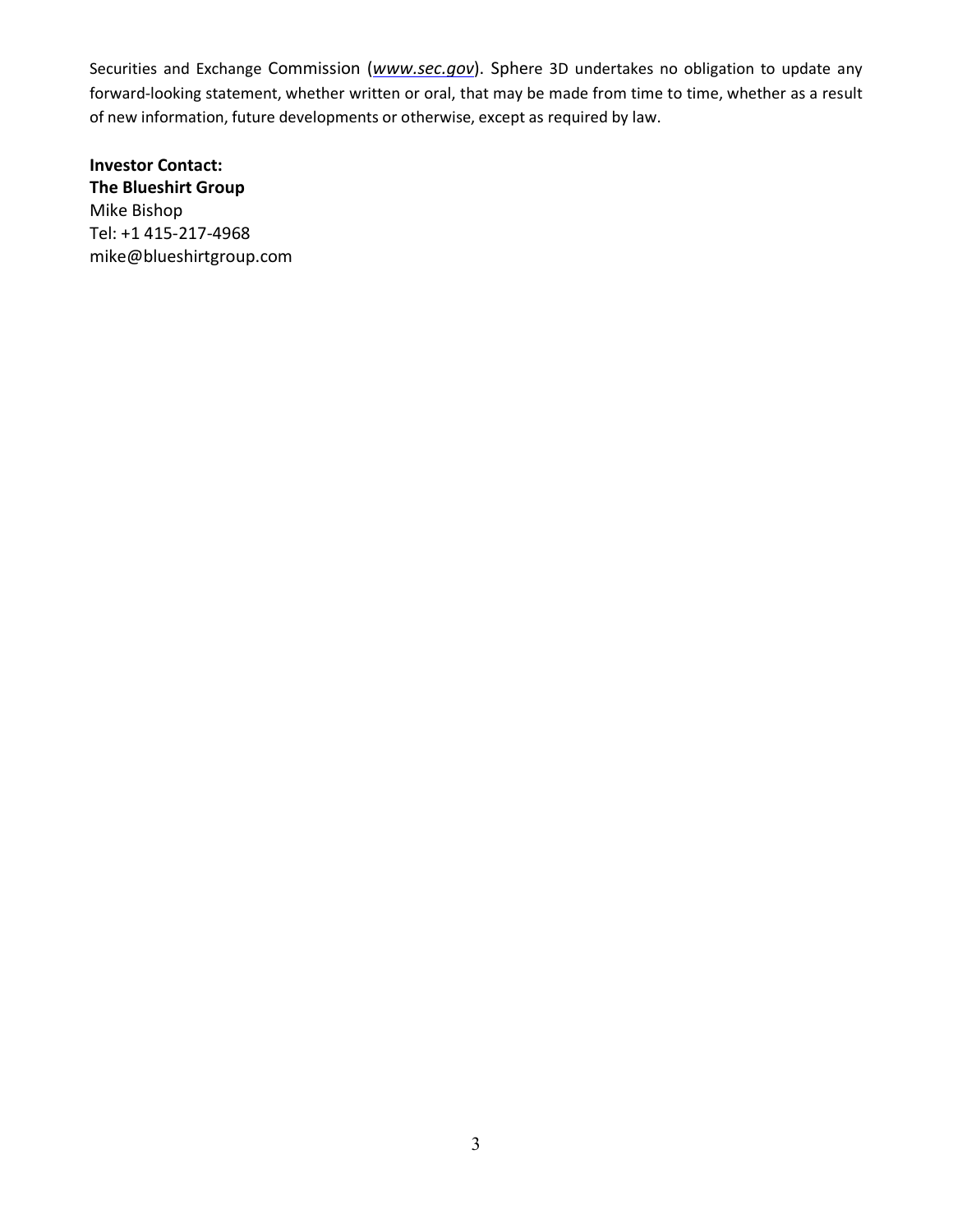Securities and Exchange Commission (*www.sec.gov*). Sphere 3D undertakes no obligation to update any forward-looking statement, whether written or oral, that may be made from time to time, whether as a result of new information, future developments or otherwise, except as required by law.

**Investor Contact:**
**The Blueshirt Group**
Mike Bishop
Tel: +1 415-217-4968
mike@blueshirtgroup.com